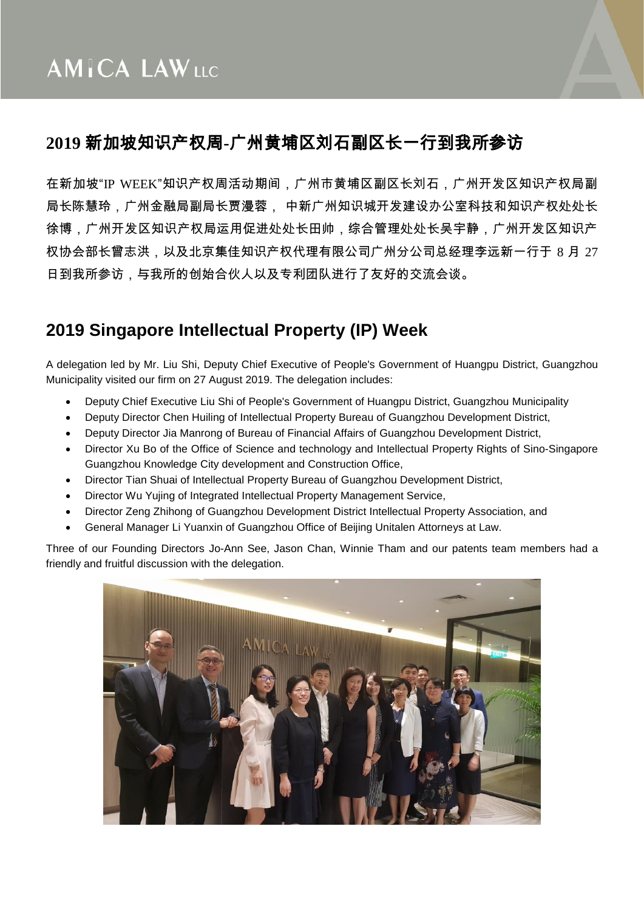# AMICA LAW LLC

## 2019 新加坡知识产权周-广州黄埔区刘石副区长一行到我所参访

在新加坡"IP WEEK"知识产权周活动期间，广州市黄埔区副区长刘石，广州开发区知识产权局副局长陈慧玲，广州金融局副局长贾漫蓉， 中新广州知识城开发建设办公室科技和知识产权处处长徐博，广州开发区知识产权局运用促进处处长田帅，综合管理处处长吴宇静，广州开发区知识产权协会部长曾志洪，以及北京集佳知识产权代理有限公司广州分公司总经理李远新一行于 8 月 27 日到我所参访，与我所的创始合伙人以及专利团队进行了友好的交流会谈。

## 2019 Singapore Intellectual Property (IP) Week

A delegation led by Mr. Liu Shi, Deputy Chief Executive of People's Government of Huangpu District, Guangzhou Municipality visited our firm on 27 August 2019. The delegation includes:

- Deputy Chief Executive Liu Shi of People's Government of Huangpu District, Guangzhou Municipality
- Deputy Director Chen Huiling of Intellectual Property Bureau of Guangzhou Development District,
- Deputy Director Jia Manrong of Bureau of Financial Affairs of Guangzhou Development District,
- Director Xu Bo of the Office of Science and technology and Intellectual Property Rights of Sino-Singapore Guangzhou Knowledge City development and Construction Office,
- Director Tian Shuai of Intellectual Property Bureau of Guangzhou Development District,
- Director Wu Yujing of Integrated Intellectual Property Management Service,
- Director Zeng Zhihong of Guangzhou Development District Intellectual Property Association, and
- General Manager Li Yuanxin of Guangzhou Office of Beijing Unitalen Attorneys at Law.

Three of our Founding Directors Jo-Ann See, Jason Chan, Winnie Tham and our patents team members had a friendly and fruitful discussion with the delegation.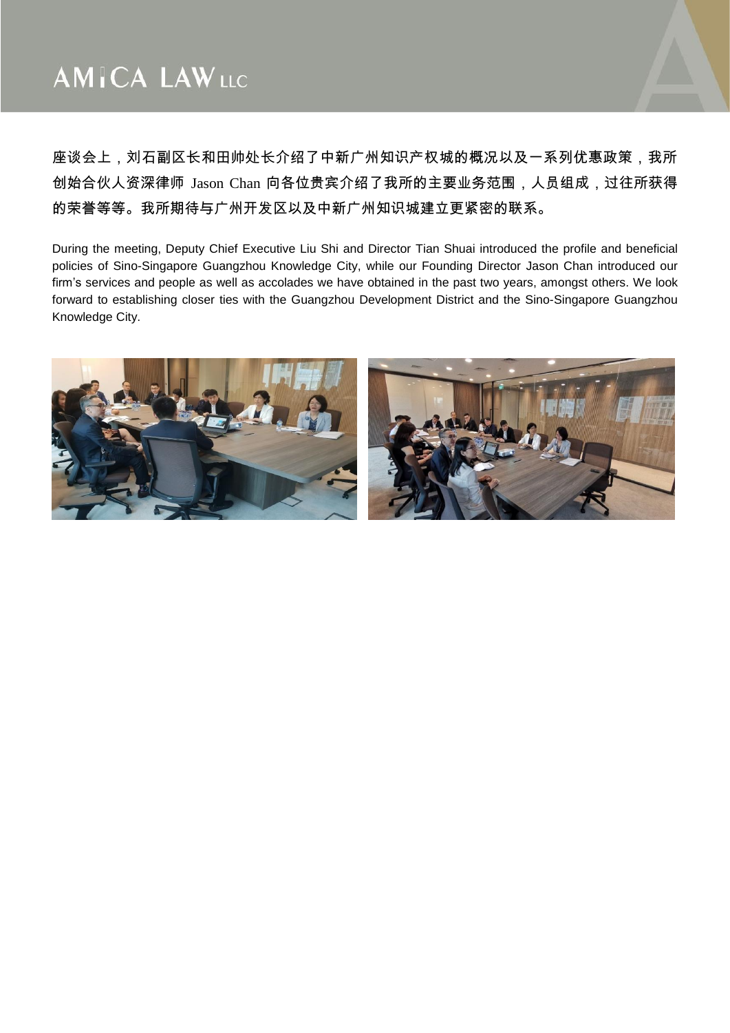座谈会上，刘石副区长和田帅处长介绍了中新广州知识产权城的概况以及一系列优惠政策，我所创始合伙人资深律师 Jason Chan 向各位贵宾介绍了我所的主要业务范围，人员组成，过往所获得的荣誉等等。我所期待与广州开发区以及中新广州知识城建立更紧密的联系。

During the meeting, Deputy Chief Executive Liu Shi and Director Tian Shuai introduced the profile and beneficial policies of Sino-Singapore Guangzhou Knowledge City, while our Founding Director Jason Chan introduced our firm's services and people as well as accolades we have obtained in the past two years, amongst others. We look forward to establishing closer ties with the Guangzhou Development District and the Sino-Singapore Guangzhou Knowledge City.